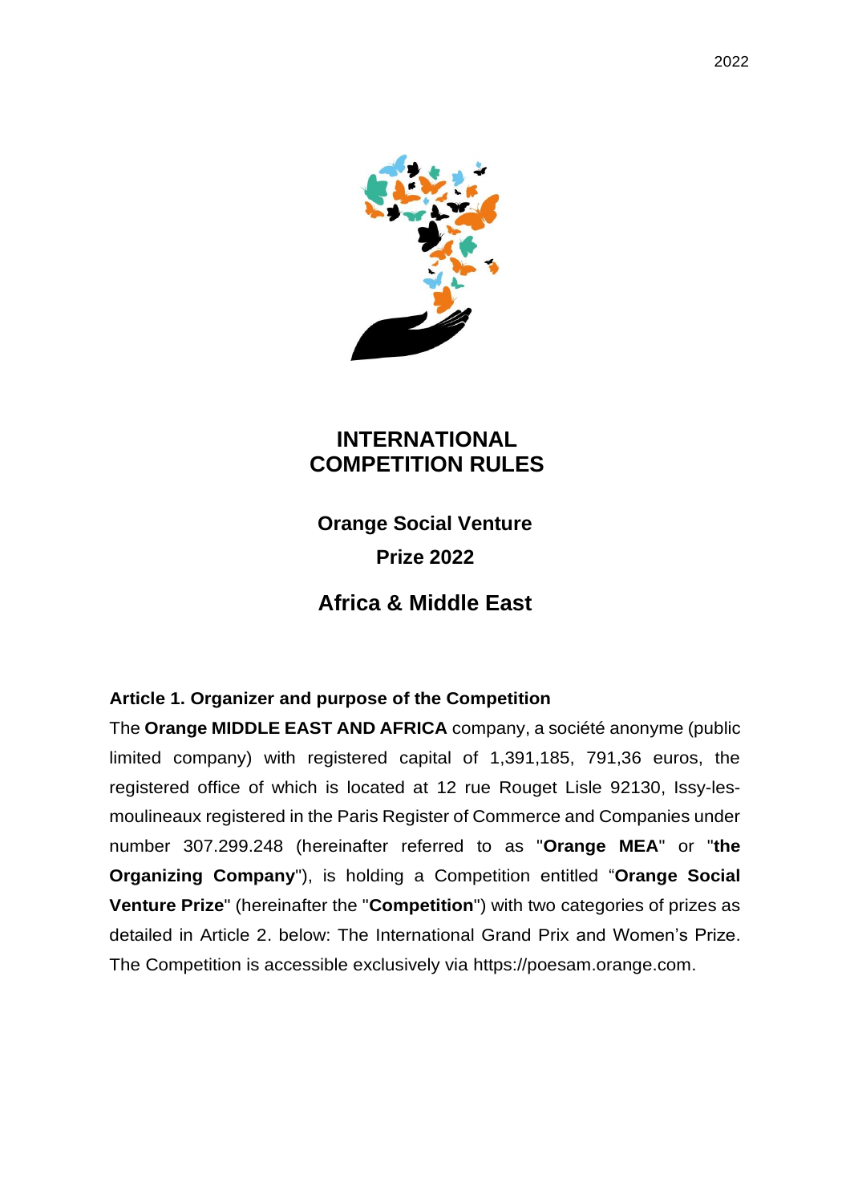# INTERNATIONAL COMPETITION RULES

## Orange Social Venture Prize 2022

## Africa & Middle East

### Article 1. Organizer and purpose of the Competition

The **Orange MIDDLE EAST AND AFRICA** company, a société anonyme (public limited company) with registered capital of 1,391,185, 791,36 euros, the registered office of which is located at 12 rue Rouget Lisle 92130, Issy-les-moulineaux registered in the Paris Register of Commerce and Companies under number 307.299.248 (hereinafter referred to as "**Orange MEA**" or "**the Organizing Company**"), is holding a Competition entitled "**Orange Social Venture Prize**" (hereinafter the "**Competition**") with two categories of prizes as detailed in Article 2. below: The International Grand Prix and Women's Prize. The Competition is accessible exclusively via https://poesam.orange.com.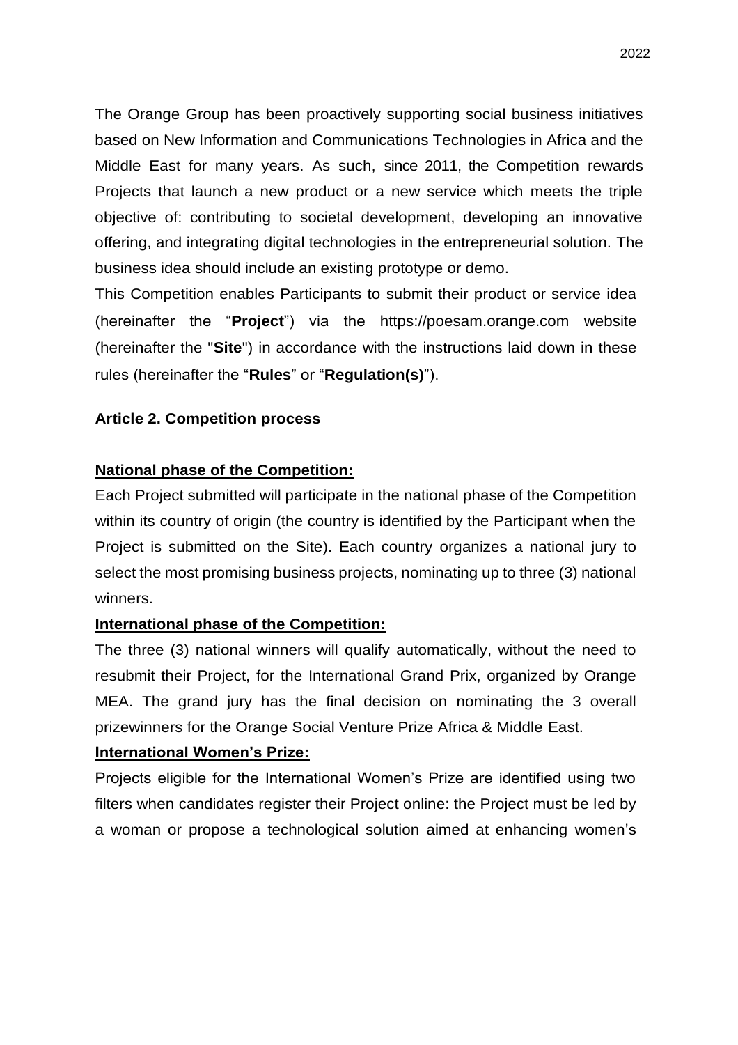The Orange Group has been proactively supporting social business initiatives based on New Information and Communications Technologies in Africa and the Middle East for many years. As such, since 2011, the Competition rewards Projects that launch a new product or a new service which meets the triple objective of: contributing to societal development, developing an innovative offering, and integrating digital technologies in the entrepreneurial solution. The business idea should include an existing prototype or demo.

This Competition enables Participants to submit their product or service idea (hereinafter the "**Project**") via the https://poesam.orange.com website (hereinafter the "**Site**") in accordance with the instructions laid down in these rules (hereinafter the "**Rules**" or "**Regulation(s)**").

## Article 2. Competition process

**National phase of the Competition:**

Each Project submitted will participate in the national phase of the Competition within its country of origin (the country is identified by the Participant when the Project is submitted on the Site). Each country organizes a national jury to select the most promising business projects, nominating up to three (3) national winners.

**International phase of the Competition:**

The three (3) national winners will qualify automatically, without the need to resubmit their Project, for the International Grand Prix, organized by Orange MEA. The grand jury has the final decision on nominating the 3 overall prizewinners for the Orange Social Venture Prize Africa & Middle East.

**International Women's Prize:**

Projects eligible for the International Women's Prize are identified using two filters when candidates register their Project online: the Project must be led by a woman or propose a technological solution aimed at enhancing women's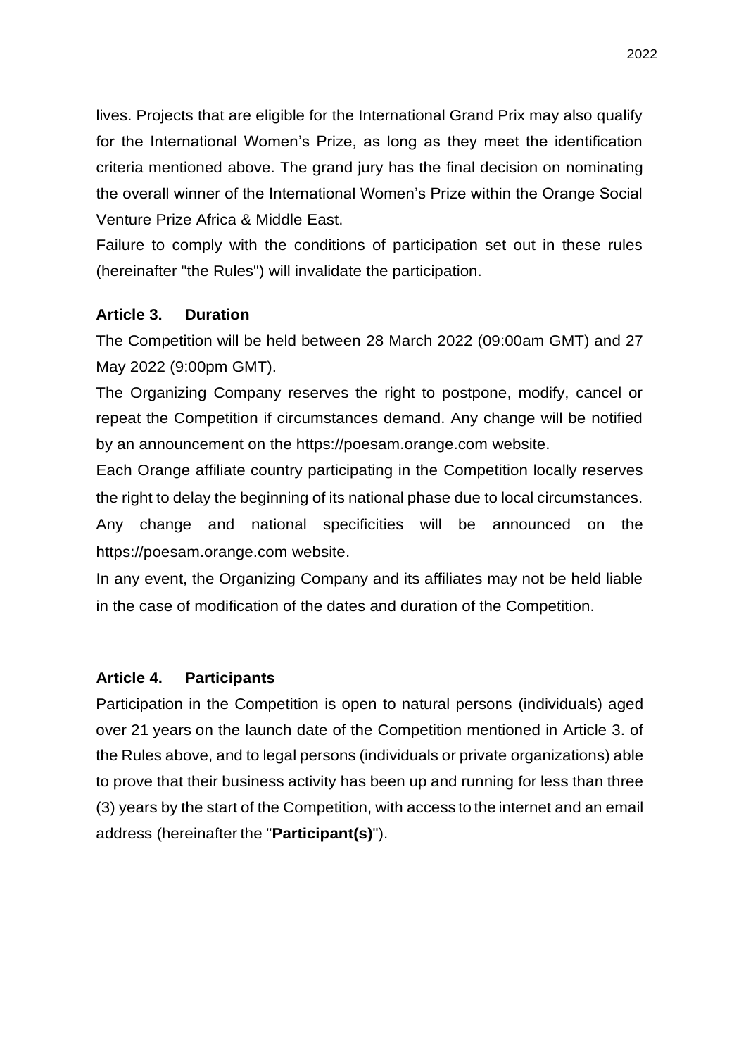lives. Projects that are eligible for the International Grand Prix may also qualify for the International Women's Prize, as long as they meet the identification criteria mentioned above. The grand jury has the final decision on nominating the overall winner of the International Women's Prize within the Orange Social Venture Prize Africa & Middle East.

Failure to comply with the conditions of participation set out in these rules (hereinafter "the Rules") will invalidate the participation.

### Article 3. Duration

The Competition will be held between 28 March 2022 (09:00am GMT) and 27 May 2022 (9:00pm GMT).

The Organizing Company reserves the right to postpone, modify, cancel or repeat the Competition if circumstances demand. Any change will be notified by an announcement on the https://poesam.orange.com website.

Each Orange affiliate country participating in the Competition locally reserves the right to delay the beginning of its national phase due to local circumstances. Any change and national specificities will be announced on the https://poesam.orange.com website.

In any event, the Organizing Company and its affiliates may not be held liable in the case of modification of the dates and duration of the Competition.

### Article 4. Participants

Participation in the Competition is open to natural persons (individuals) aged over 21 years on the launch date of the Competition mentioned in Article 3. of the Rules above, and to legal persons (individuals or private organizations) able to prove that their business activity has been up and running for less than three (3) years by the start of the Competition, with access to the internet and an email address (hereinafter the "**Participant(s)**").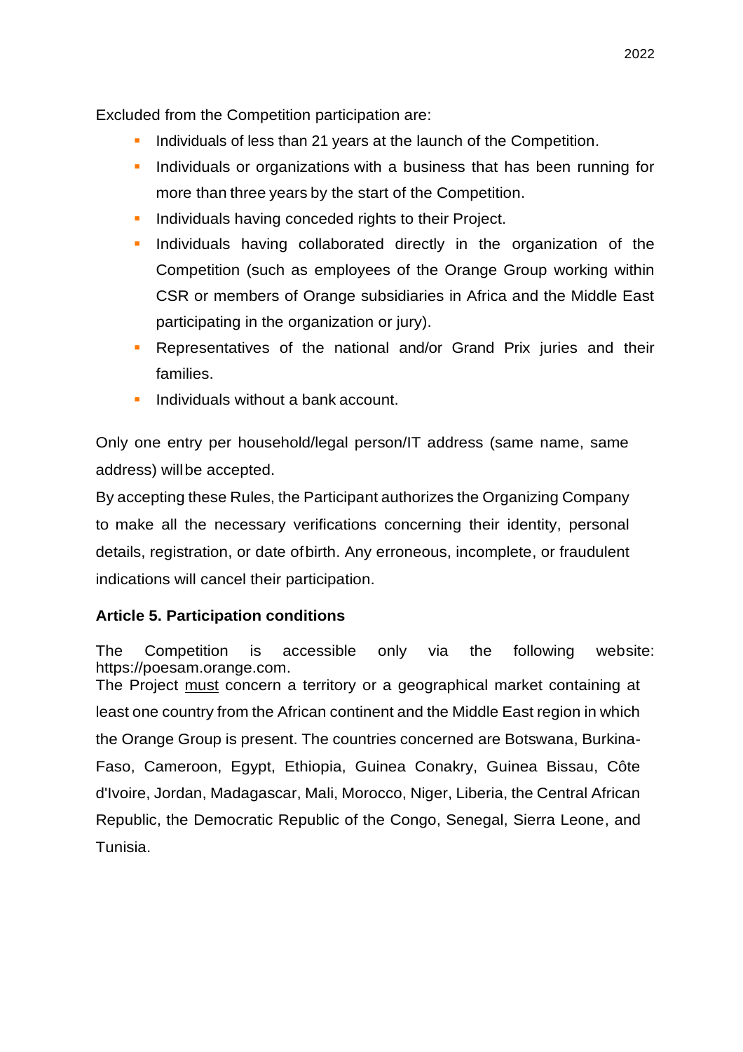Excluded from the Competition participation are:

- Individuals of less than 21 years at the launch of the Competition.
- Individuals or organizations with a business that has been running for more than three years by the start of the Competition.
- Individuals having conceded rights to their Project.
- Individuals having collaborated directly in the organization of the Competition (such as employees of the Orange Group working within CSR or members of Orange subsidiaries in Africa and the Middle East participating in the organization or jury).
- Representatives of the national and/or Grand Prix juries and their families.
- Individuals without a bank account.

Only one entry per household/legal person/IT address (same name, same address) will be accepted.

By accepting these Rules, the Participant authorizes the Organizing Company to make all the necessary verifications concerning their identity, personal details, registration, or date of birth. Any erroneous, incomplete, or fraudulent indications will cancel their participation.

### Article 5. Participation conditions

The Competition is accessible only via the following website: https://poesam.orange.com.

The Project must concern a territory or a geographical market containing at least one country from the African continent and the Middle East region in which the Orange Group is present. The countries concerned are Botswana, Burkina-Faso, Cameroon, Egypt, Ethiopia, Guinea Conakry, Guinea Bissau, Côte d'Ivoire, Jordan, Madagascar, Mali, Morocco, Niger, Liberia, the Central African Republic, the Democratic Republic of the Congo, Senegal, Sierra Leone, and Tunisia.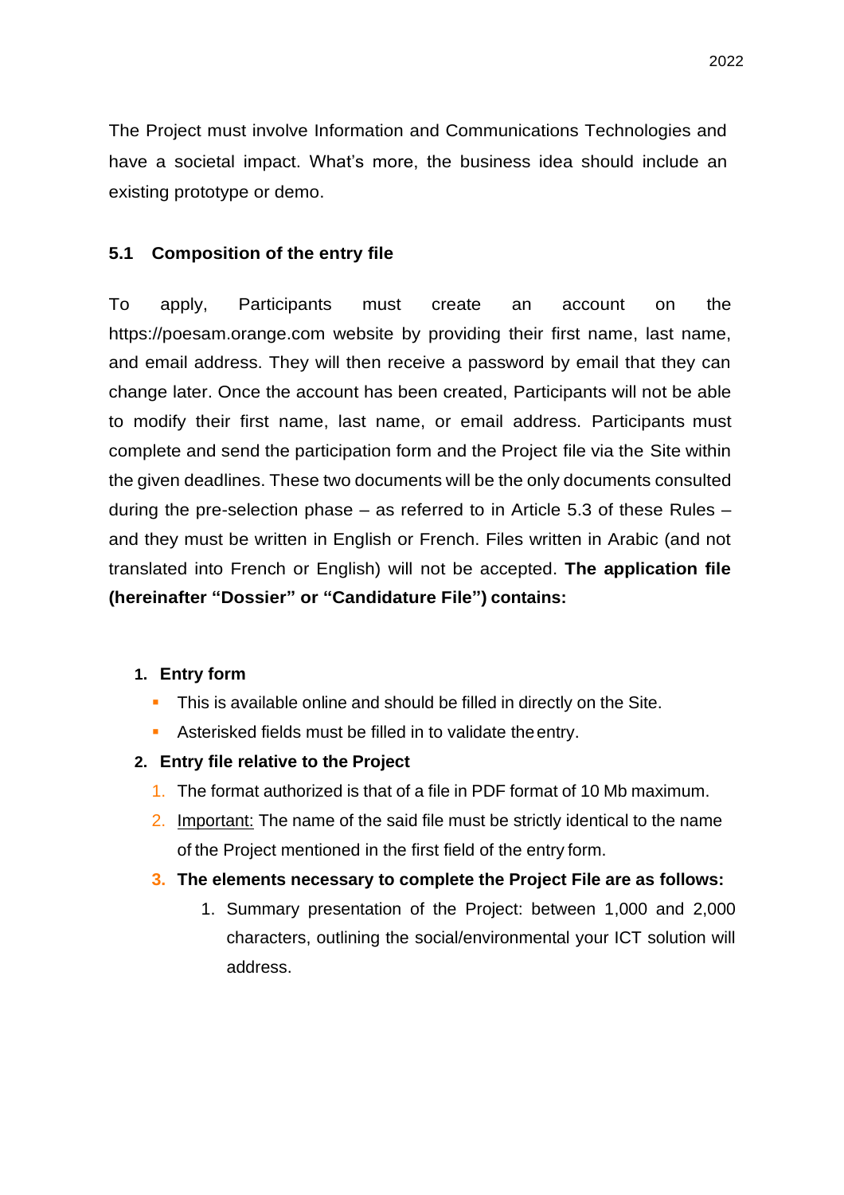The Project must involve Information and Communications Technologies and have a societal impact. What's more, the business idea should include an existing prototype or demo.

### 5.1 Composition of the entry file

To apply, Participants must create an account on the https://poesam.orange.com website by providing their first name, last name, and email address. They will then receive a password by email that they can change later. Once the account has been created, Participants will not be able to modify their first name, last name, or email address. Participants must complete and send the participation form and the Project file via the Site within the given deadlines. These two documents will be the only documents consulted during the pre-selection phase – as referred to in Article 5.3 of these Rules – and they must be written in English or French. Files written in Arabic (and not translated into French or English) will not be accepted. **The application file (hereinafter "Dossier" or "Candidature File") contains:**

1. **Entry form**
   - This is available online and should be filled in directly on the Site.
   - Asterisked fields must be filled in to validate the entry.
2. **Entry file relative to the Project**
   1. The format authorized is that of a file in PDF format of 10 Mb maximum.
   2. Important: The name of the said file must be strictly identical to the name of the Project mentioned in the first field of the entry form.
   3. **The elements necessary to complete the Project File are as follows:**
      1. Summary presentation of the Project: between 1,000 and 2,000 characters, outlining the social/environmental your ICT solution will address.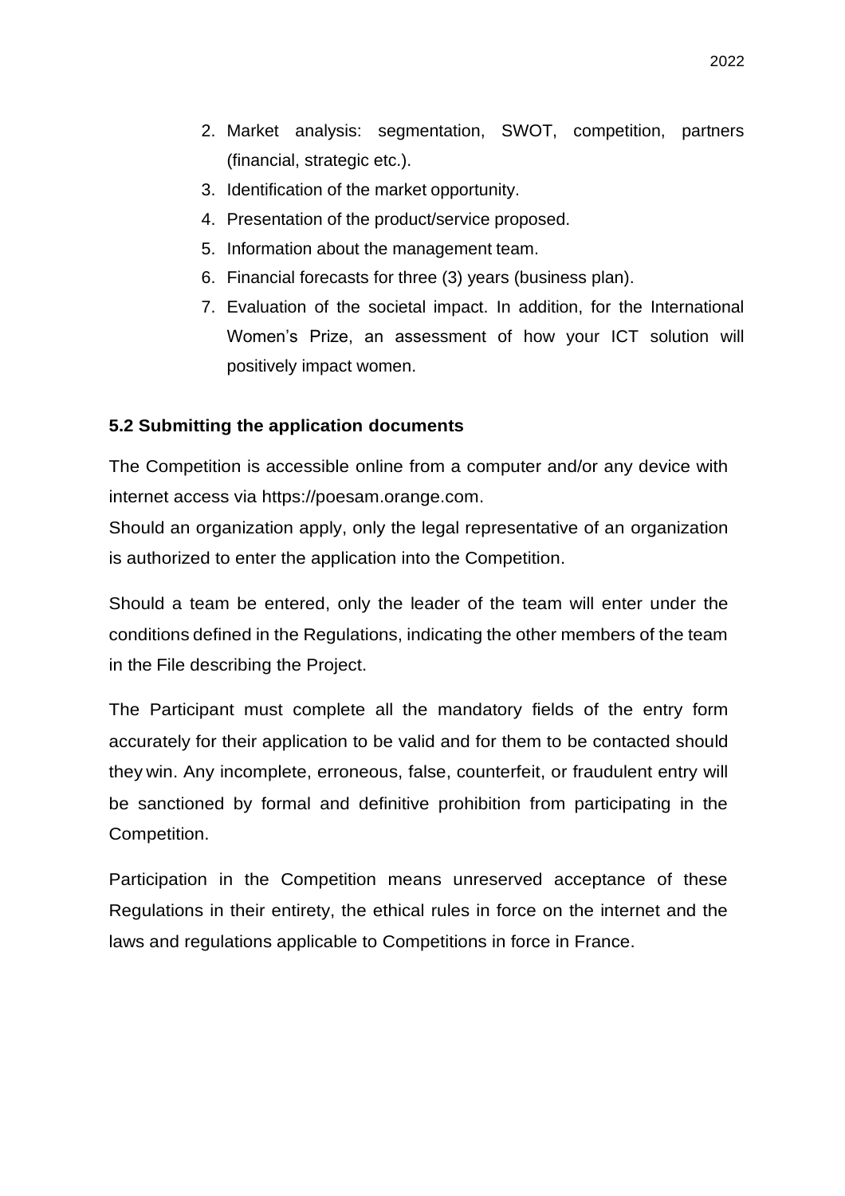2. Market analysis: segmentation, SWOT, competition, partners (financial, strategic etc.).
3. Identification of the market opportunity.
4. Presentation of the product/service proposed.
5. Information about the management team.
6. Financial forecasts for three (3) years (business plan).
7. Evaluation of the societal impact. In addition, for the International Women's Prize, an assessment of how your ICT solution will positively impact women.

**5.2 Submitting the application documents**

The Competition is accessible online from a computer and/or any device with internet access via https://poesam.orange.com.

Should an organization apply, only the legal representative of an organization is authorized to enter the application into the Competition.

Should a team be entered, only the leader of the team will enter under the conditions defined in the Regulations, indicating the other members of the team in the File describing the Project.

The Participant must complete all the mandatory fields of the entry form accurately for their application to be valid and for them to be contacted should they win. Any incomplete, erroneous, false, counterfeit, or fraudulent entry will be sanctioned by formal and definitive prohibition from participating in the Competition.

Participation in the Competition means unreserved acceptance of these Regulations in their entirety, the ethical rules in force on the internet and the laws and regulations applicable to Competitions in force in France.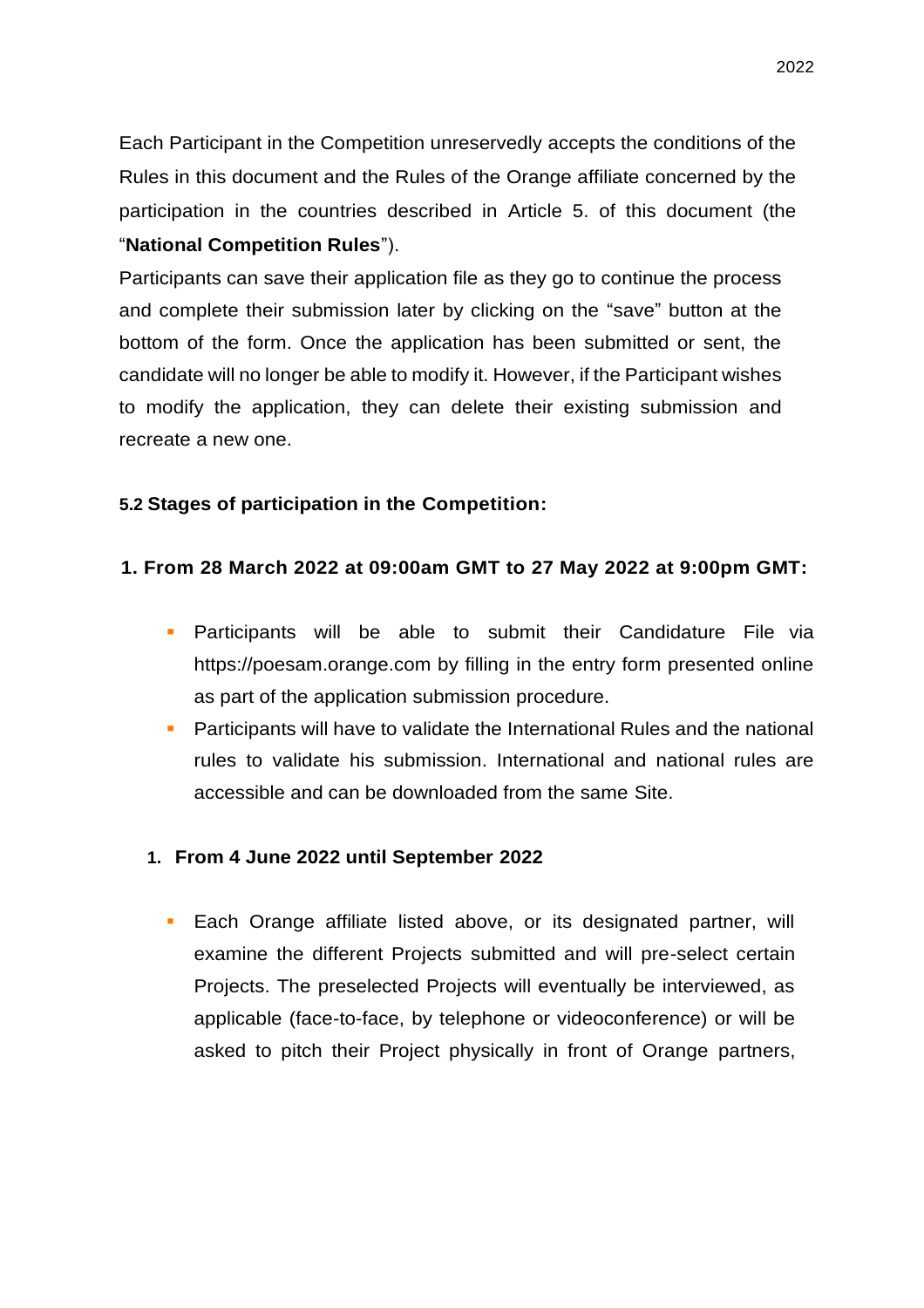Each Participant in the Competition unreservedly accepts the conditions of the Rules in this document and the Rules of the Orange affiliate concerned by the participation in the countries described in Article 5. of this document (the "**National Competition Rules**").

Participants can save their application file as they go to continue the process and complete their submission later by clicking on the "save" button at the bottom of the form. Once the application has been submitted or sent, the candidate will no longer be able to modify it. However, if the Participant wishes to modify the application, they can delete their existing submission and recreate a new one.

#### 5.2 Stages of participation in the Competition:

**1. From 28 March 2022 at 09:00am GMT to 27 May 2022 at 9:00pm GMT:**

- Participants will be able to submit their Candidature File via https://poesam.orange.com by filling in the entry form presented online as part of the application submission procedure.
- Participants will have to validate the International Rules and the national rules to validate his submission. International and national rules are accessible and can be downloaded from the same Site.

**1. From 4 June 2022 until September 2022**

- Each Orange affiliate listed above, or its designated partner, will examine the different Projects submitted and will pre-select certain Projects. The preselected Projects will eventually be interviewed, as applicable (face-to-face, by telephone or videoconference) or will be asked to pitch their Project physically in front of Orange partners,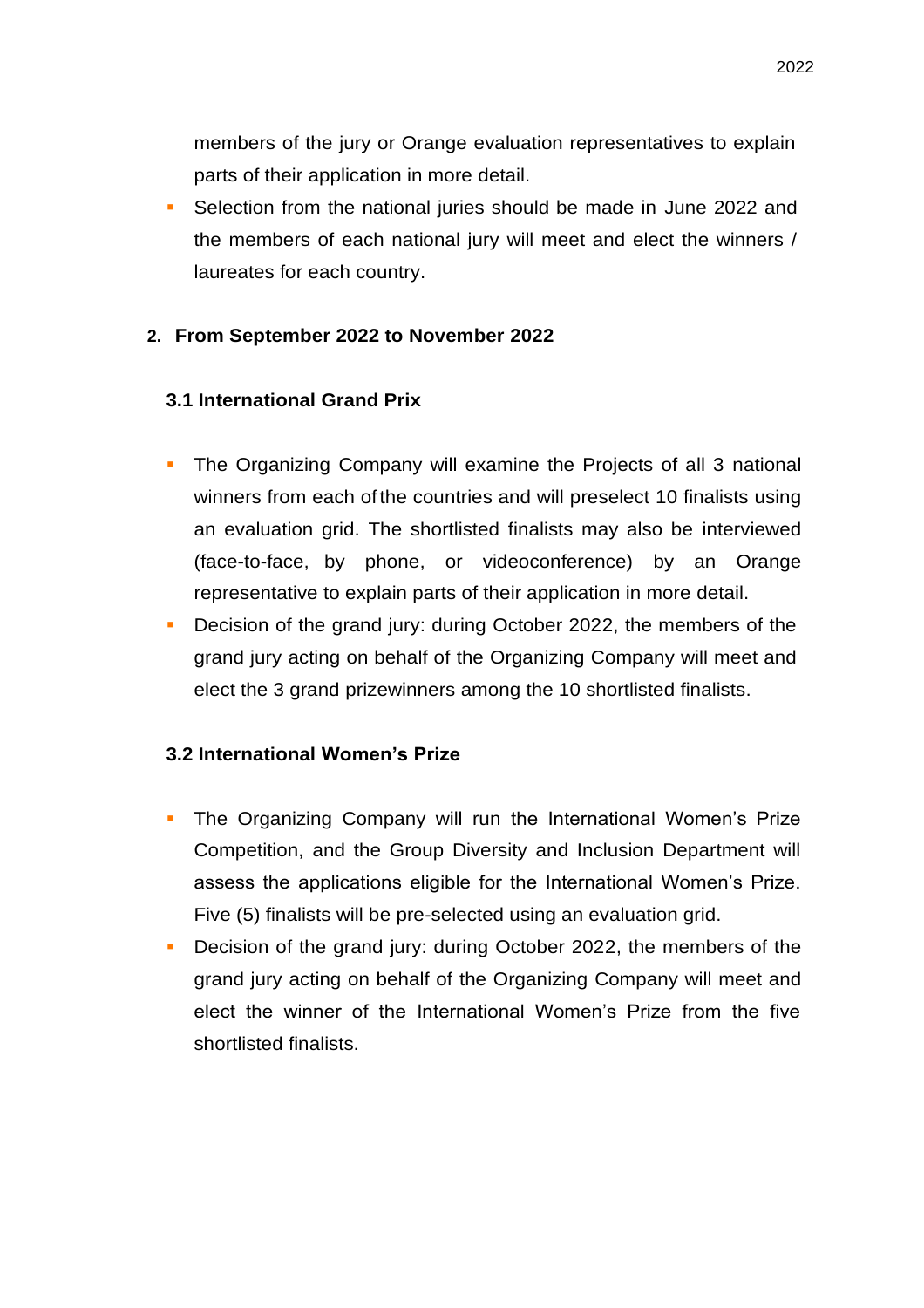members of the jury or Orange evaluation representatives to explain parts of their application in more detail.

- Selection from the national juries should be made in June 2022 and the members of each national jury will meet and elect the winners / laureates for each country.

2. **From September 2022 to November 2022**

### 3.1 International Grand Prix

- The Organizing Company will examine the Projects of all 3 national winners from each of the countries and will preselect 10 finalists using an evaluation grid. The shortlisted finalists may also be interviewed (face-to-face, by phone, or videoconference) by an Orange representative to explain parts of their application in more detail.
- Decision of the grand jury: during October 2022, the members of the grand jury acting on behalf of the Organizing Company will meet and elect the 3 grand prizewinners among the 10 shortlisted finalists.

### 3.2 International Women's Prize

- The Organizing Company will run the International Women's Prize Competition, and the Group Diversity and Inclusion Department will assess the applications eligible for the International Women's Prize. Five (5) finalists will be pre-selected using an evaluation grid.
- Decision of the grand jury: during October 2022, the members of the grand jury acting on behalf of the Organizing Company will meet and elect the winner of the International Women's Prize from the five shortlisted finalists.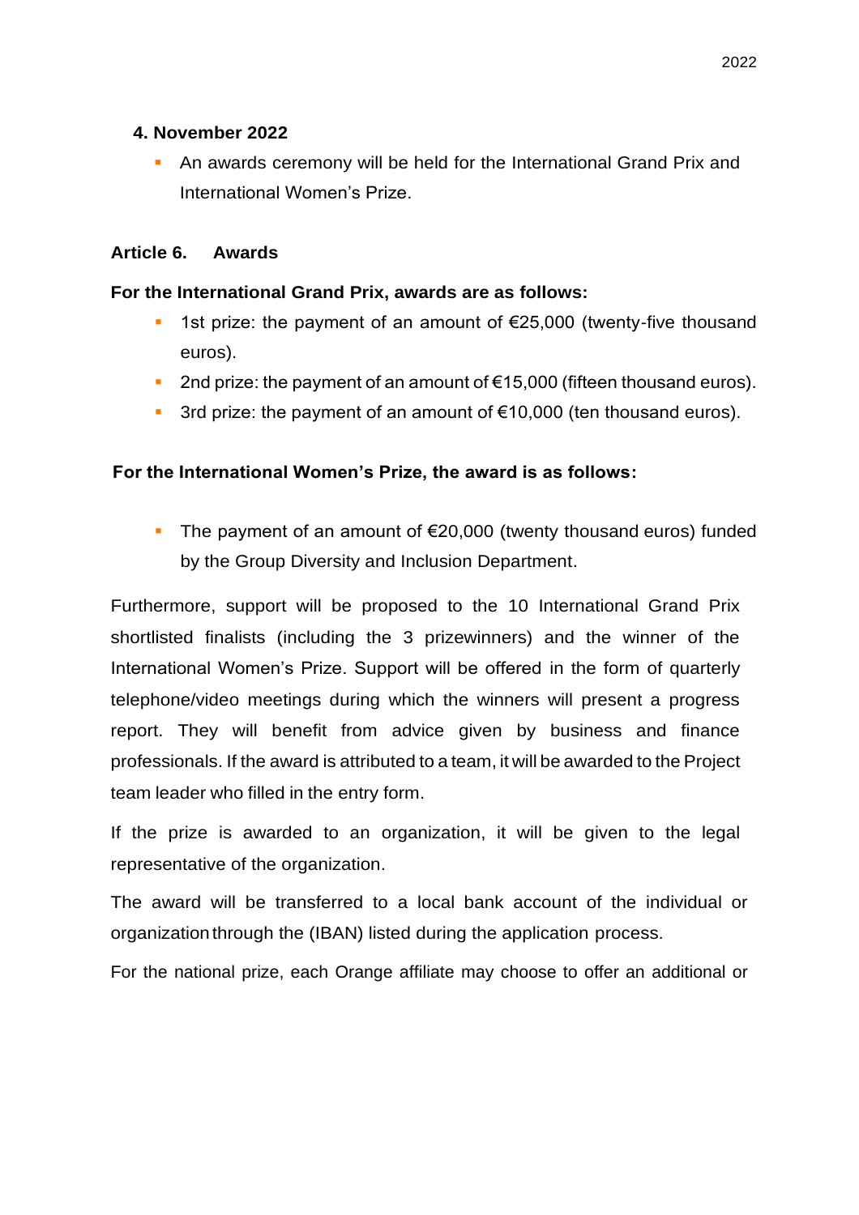**4. November 2022**

- An awards ceremony will be held for the International Grand Prix and International Women's Prize.

## Article 6. Awards

**For the International Grand Prix, awards are as follows:**

- 1st prize: the payment of an amount of €25,000 (twenty-five thousand euros).
- 2nd prize: the payment of an amount of €15,000 (fifteen thousand euros).
- 3rd prize: the payment of an amount of €10,000 (ten thousand euros).

**For the International Women's Prize, the award is as follows:**

- The payment of an amount of €20,000 (twenty thousand euros) funded by the Group Diversity and Inclusion Department.

Furthermore, support will be proposed to the 10 International Grand Prix shortlisted finalists (including the 3 prizewinners) and the winner of the International Women's Prize. Support will be offered in the form of quarterly telephone/video meetings during which the winners will present a progress report. They will benefit from advice given by business and finance professionals. If the award is attributed to a team, it will be awarded to the Project team leader who filled in the entry form.

If the prize is awarded to an organization, it will be given to the legal representative of the organization.

The award will be transferred to a local bank account of the individual or organization through the (IBAN) listed during the application process.

For the national prize, each Orange affiliate may choose to offer an additional or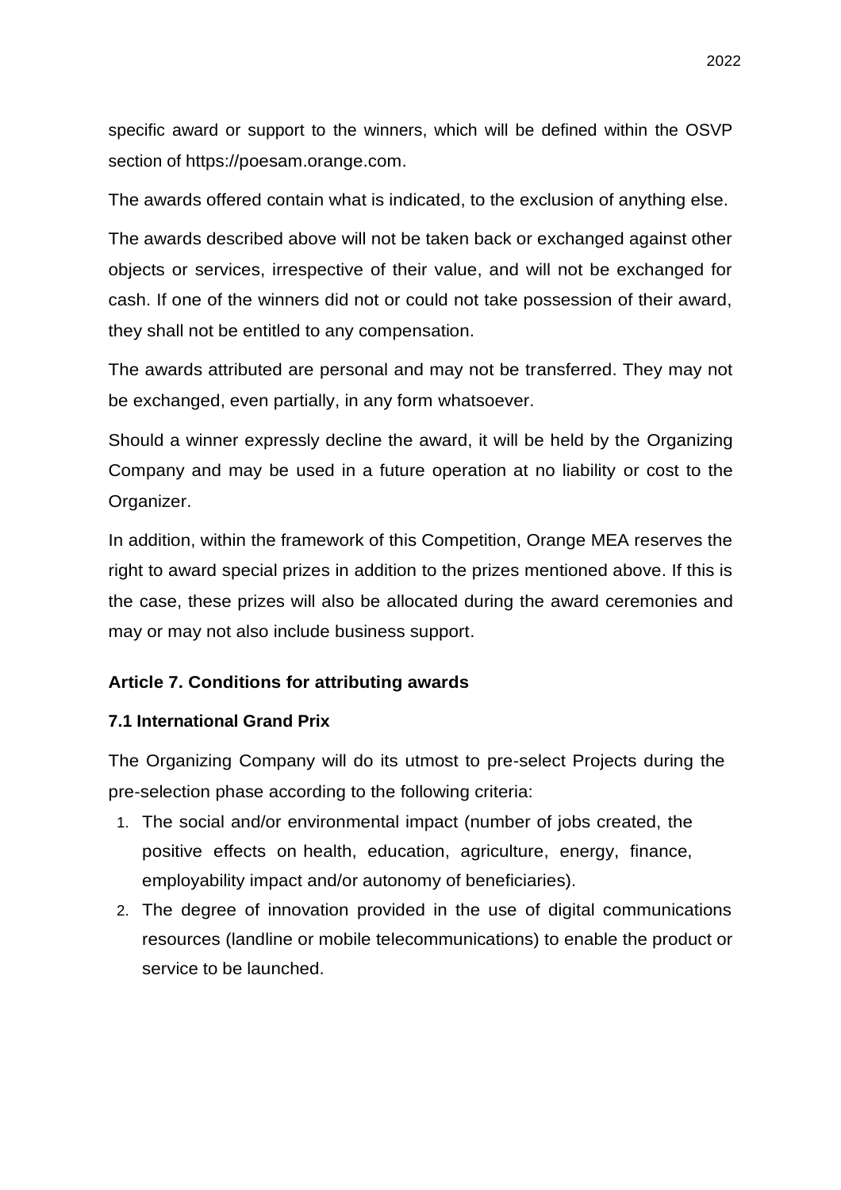specific award or support to the winners, which will be defined within the OSVP section of https://poesam.orange.com.

The awards offered contain what is indicated, to the exclusion of anything else.

The awards described above will not be taken back or exchanged against other objects or services, irrespective of their value, and will not be exchanged for cash. If one of the winners did not or could not take possession of their award, they shall not be entitled to any compensation.

The awards attributed are personal and may not be transferred. They may not be exchanged, even partially, in any form whatsoever.

Should a winner expressly decline the award, it will be held by the Organizing Company and may be used in a future operation at no liability or cost to the Organizer.

In addition, within the framework of this Competition, Orange MEA reserves the right to award special prizes in addition to the prizes mentioned above. If this is the case, these prizes will also be allocated during the award ceremonies and may or may not also include business support.

## Article 7. Conditions for attributing awards

### 7.1 International Grand Prix

The Organizing Company will do its utmost to pre-select Projects during the pre-selection phase according to the following criteria:

1. The social and/or environmental impact (number of jobs created, the positive effects on health, education, agriculture, energy, finance, employability impact and/or autonomy of beneficiaries).
2. The degree of innovation provided in the use of digital communications resources (landline or mobile telecommunications) to enable the product or service to be launched.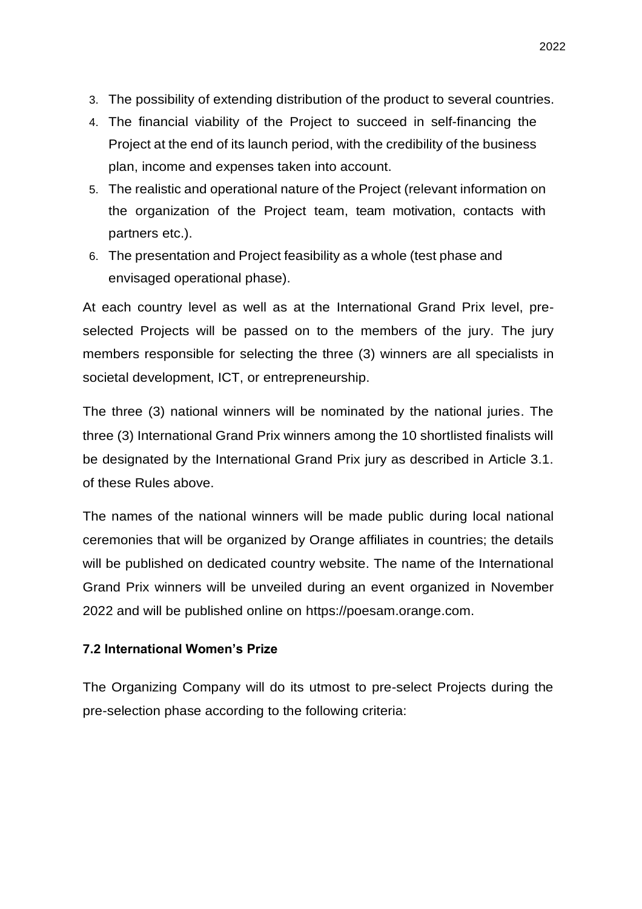3. The possibility of extending distribution of the product to several countries.
4. The financial viability of the Project to succeed in self-financing the Project at the end of its launch period, with the credibility of the business plan, income and expenses taken into account.
5. The realistic and operational nature of the Project (relevant information on the organization of the Project team, team motivation, contacts with partners etc.).
6. The presentation and Project feasibility as a whole (test phase and envisaged operational phase).

At each country level as well as at the International Grand Prix level, pre-selected Projects will be passed on to the members of the jury. The jury members responsible for selecting the three (3) winners are all specialists in societal development, ICT, or entrepreneurship.

The three (3) national winners will be nominated by the national juries. The three (3) International Grand Prix winners among the 10 shortlisted finalists will be designated by the International Grand Prix jury as described in Article 3.1. of these Rules above.

The names of the national winners will be made public during local national ceremonies that will be organized by Orange affiliates in countries; the details will be published on dedicated country website. The name of the International Grand Prix winners will be unveiled during an event organized in November 2022 and will be published online on https://poesam.orange.com.

### 7.2 International Women's Prize

The Organizing Company will do its utmost to pre-select Projects during the pre-selection phase according to the following criteria: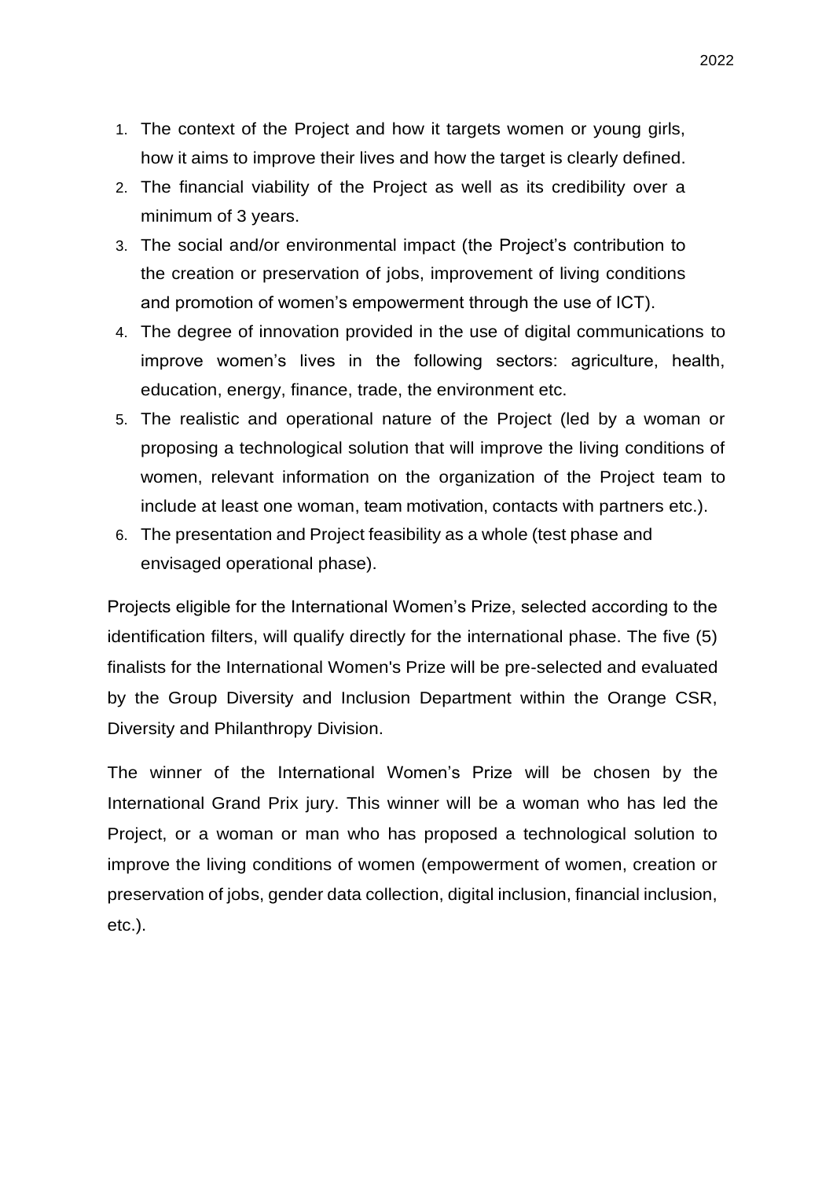1. The context of the Project and how it targets women or young girls, how it aims to improve their lives and how the target is clearly defined.
2. The financial viability of the Project as well as its credibility over a minimum of 3 years.
3. The social and/or environmental impact (the Project's contribution to the creation or preservation of jobs, improvement of living conditions and promotion of women's empowerment through the use of ICT).
4. The degree of innovation provided in the use of digital communications to improve women's lives in the following sectors: agriculture, health, education, energy, finance, trade, the environment etc.
5. The realistic and operational nature of the Project (led by a woman or proposing a technological solution that will improve the living conditions of women, relevant information on the organization of the Project team to include at least one woman, team motivation, contacts with partners etc.).
6. The presentation and Project feasibility as a whole (test phase and envisaged operational phase).

Projects eligible for the International Women's Prize, selected according to the identification filters, will qualify directly for the international phase. The five (5) finalists for the International Women's Prize will be pre-selected and evaluated by the Group Diversity and Inclusion Department within the Orange CSR, Diversity and Philanthropy Division.

The winner of the International Women's Prize will be chosen by the International Grand Prix jury. This winner will be a woman who has led the Project, or a woman or man who has proposed a technological solution to improve the living conditions of women (empowerment of women, creation or preservation of jobs, gender data collection, digital inclusion, financial inclusion, etc.).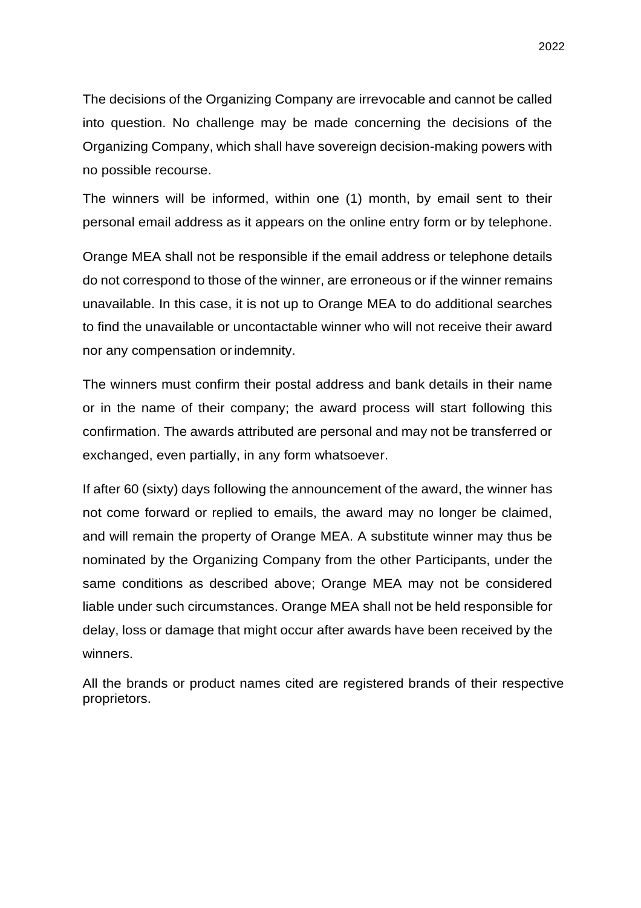The decisions of the Organizing Company are irrevocable and cannot be called into question. No challenge may be made concerning the decisions of the Organizing Company, which shall have sovereign decision-making powers with no possible recourse.

The winners will be informed, within one (1) month, by email sent to their personal email address as it appears on the online entry form or by telephone.

Orange MEA shall not be responsible if the email address or telephone details do not correspond to those of the winner, are erroneous or if the winner remains unavailable. In this case, it is not up to Orange MEA to do additional searches to find the unavailable or uncontactable winner who will not receive their award nor any compensation or indemnity.

The winners must confirm their postal address and bank details in their name or in the name of their company; the award process will start following this confirmation. The awards attributed are personal and may not be transferred or exchanged, even partially, in any form whatsoever.

If after 60 (sixty) days following the announcement of the award, the winner has not come forward or replied to emails, the award may no longer be claimed, and will remain the property of Orange MEA. A substitute winner may thus be nominated by the Organizing Company from the other Participants, under the same conditions as described above; Orange MEA may not be considered liable under such circumstances. Orange MEA shall not be held responsible for delay, loss or damage that might occur after awards have been received by the winners.

All the brands or product names cited are registered brands of their respective proprietors.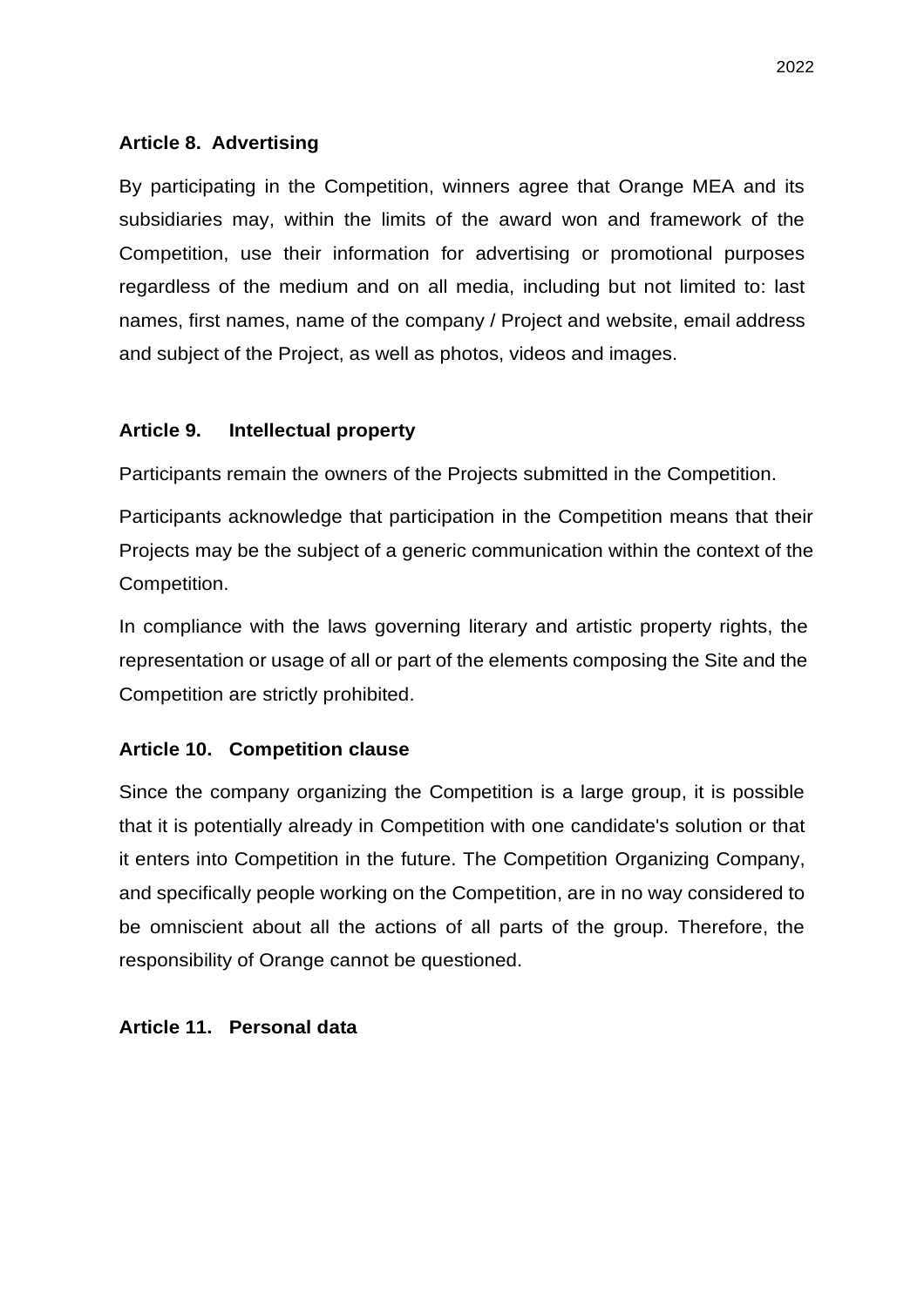### Article 8. Advertising

By participating in the Competition, winners agree that Orange MEA and its subsidiaries may, within the limits of the award won and framework of the Competition, use their information for advertising or promotional purposes regardless of the medium and on all media, including but not limited to: last names, first names, name of the company / Project and website, email address and subject of the Project, as well as photos, videos and images.

### Article 9. Intellectual property

Participants remain the owners of the Projects submitted in the Competition.

Participants acknowledge that participation in the Competition means that their Projects may be the subject of a generic communication within the context of the Competition.

In compliance with the laws governing literary and artistic property rights, the representation or usage of all or part of the elements composing the Site and the Competition are strictly prohibited.

### Article 10. Competition clause

Since the company organizing the Competition is a large group, it is possible that it is potentially already in Competition with one candidate's solution or that it enters into Competition in the future. The Competition Organizing Company, and specifically people working on the Competition, are in no way considered to be omniscient about all the actions of all parts of the group. Therefore, the responsibility of Orange cannot be questioned.

### Article 11. Personal data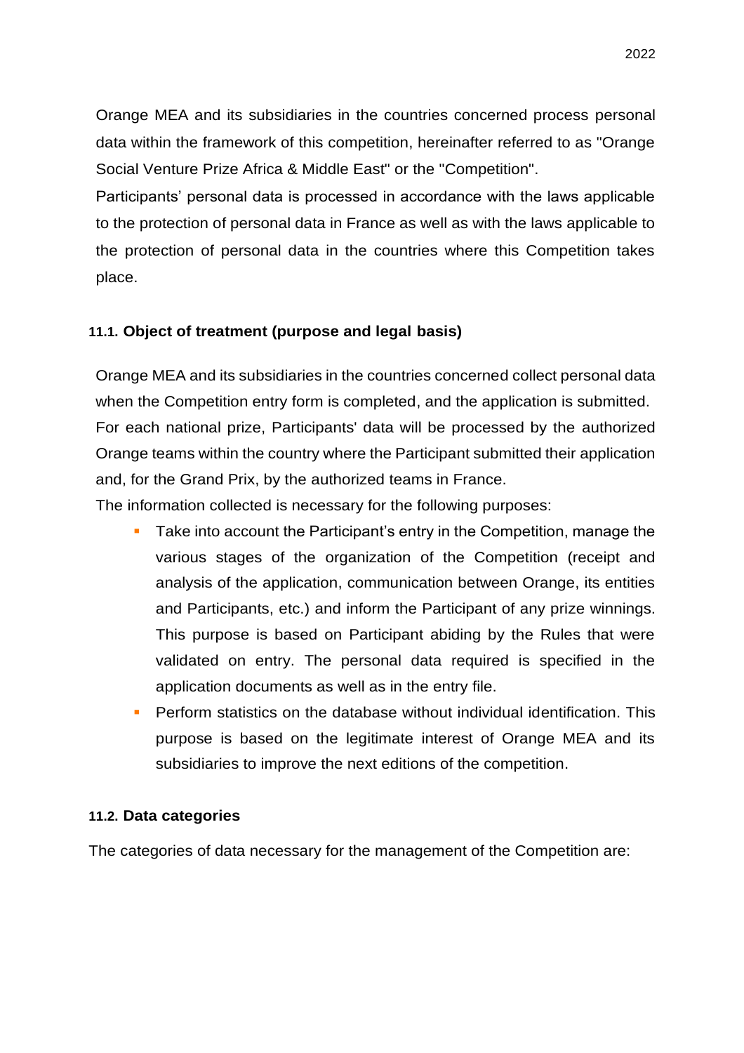Orange MEA and its subsidiaries in the countries concerned process personal data within the framework of this competition, hereinafter referred to as "Orange Social Venture Prize Africa & Middle East" or the "Competition".

Participants' personal data is processed in accordance with the laws applicable to the protection of personal data in France as well as with the laws applicable to the protection of personal data in the countries where this Competition takes place.

### 11.1. Object of treatment (purpose and legal basis)

Orange MEA and its subsidiaries in the countries concerned collect personal data when the Competition entry form is completed, and the application is submitted.

For each national prize, Participants' data will be processed by the authorized Orange teams within the country where the Participant submitted their application and, for the Grand Prix, by the authorized teams in France.

The information collected is necessary for the following purposes:

- Take into account the Participant's entry in the Competition, manage the various stages of the organization of the Competition (receipt and analysis of the application, communication between Orange, its entities and Participants, etc.) and inform the Participant of any prize winnings. This purpose is based on Participant abiding by the Rules that were validated on entry. The personal data required is specified in the application documents as well as in the entry file.
- Perform statistics on the database without individual identification. This purpose is based on the legitimate interest of Orange MEA and its subsidiaries to improve the next editions of the competition.

### 11.2. Data categories

The categories of data necessary for the management of the Competition are: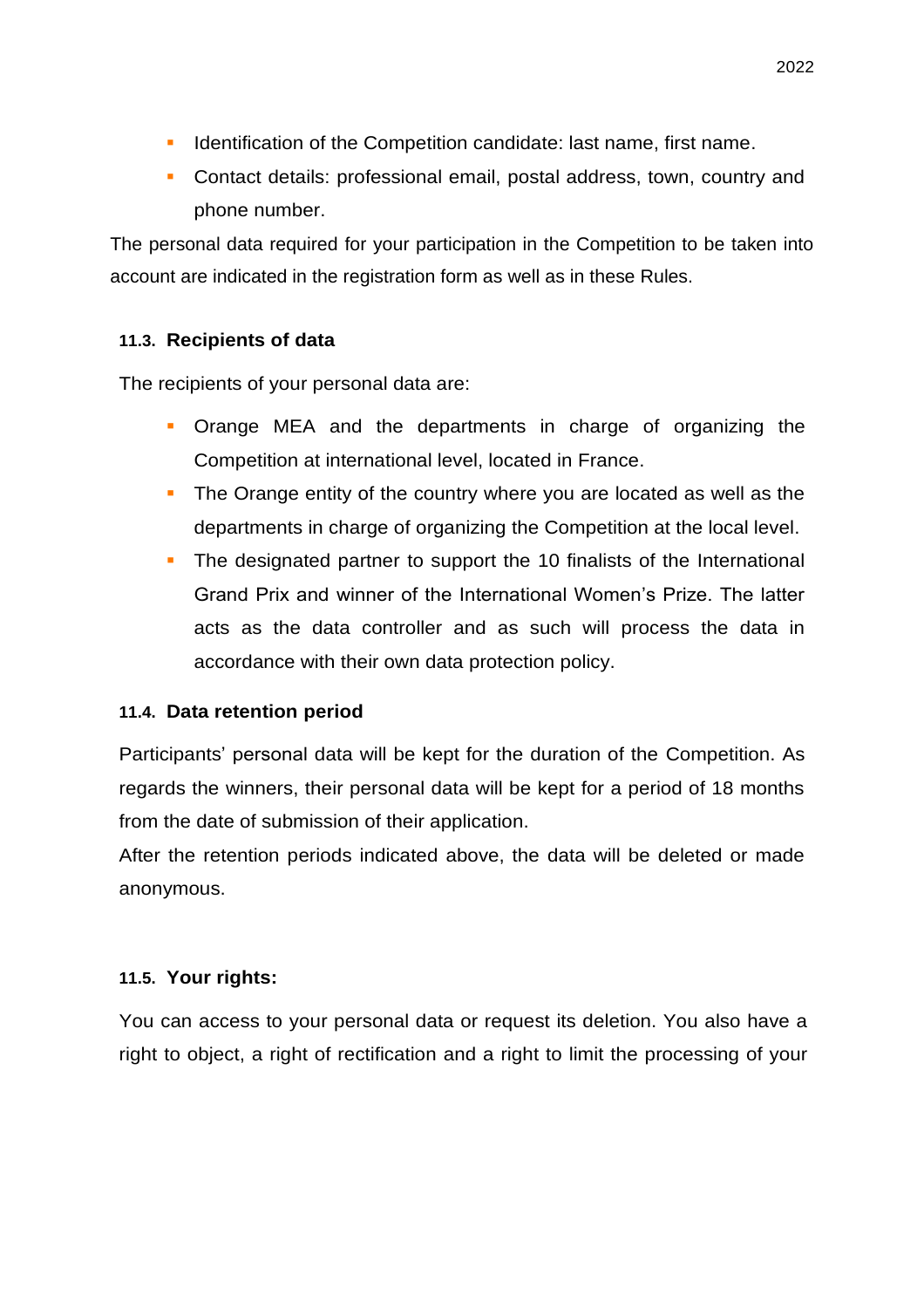- Identification of the Competition candidate: last name, first name.
- Contact details: professional email, postal address, town, country and phone number.

The personal data required for your participation in the Competition to be taken into account are indicated in the registration form as well as in these Rules.

### 11.3. Recipients of data

The recipients of your personal data are:

- Orange MEA and the departments in charge of organizing the Competition at international level, located in France.
- The Orange entity of the country where you are located as well as the departments in charge of organizing the Competition at the local level.
- The designated partner to support the 10 finalists of the International Grand Prix and winner of the International Women's Prize. The latter acts as the data controller and as such will process the data in accordance with their own data protection policy.

### 11.4. Data retention period

Participants' personal data will be kept for the duration of the Competition. As regards the winners, their personal data will be kept for a period of 18 months from the date of submission of their application.

After the retention periods indicated above, the data will be deleted or made anonymous.

### 11.5. Your rights:

You can access to your personal data or request its deletion. You also have a right to object, a right of rectification and a right to limit the processing of your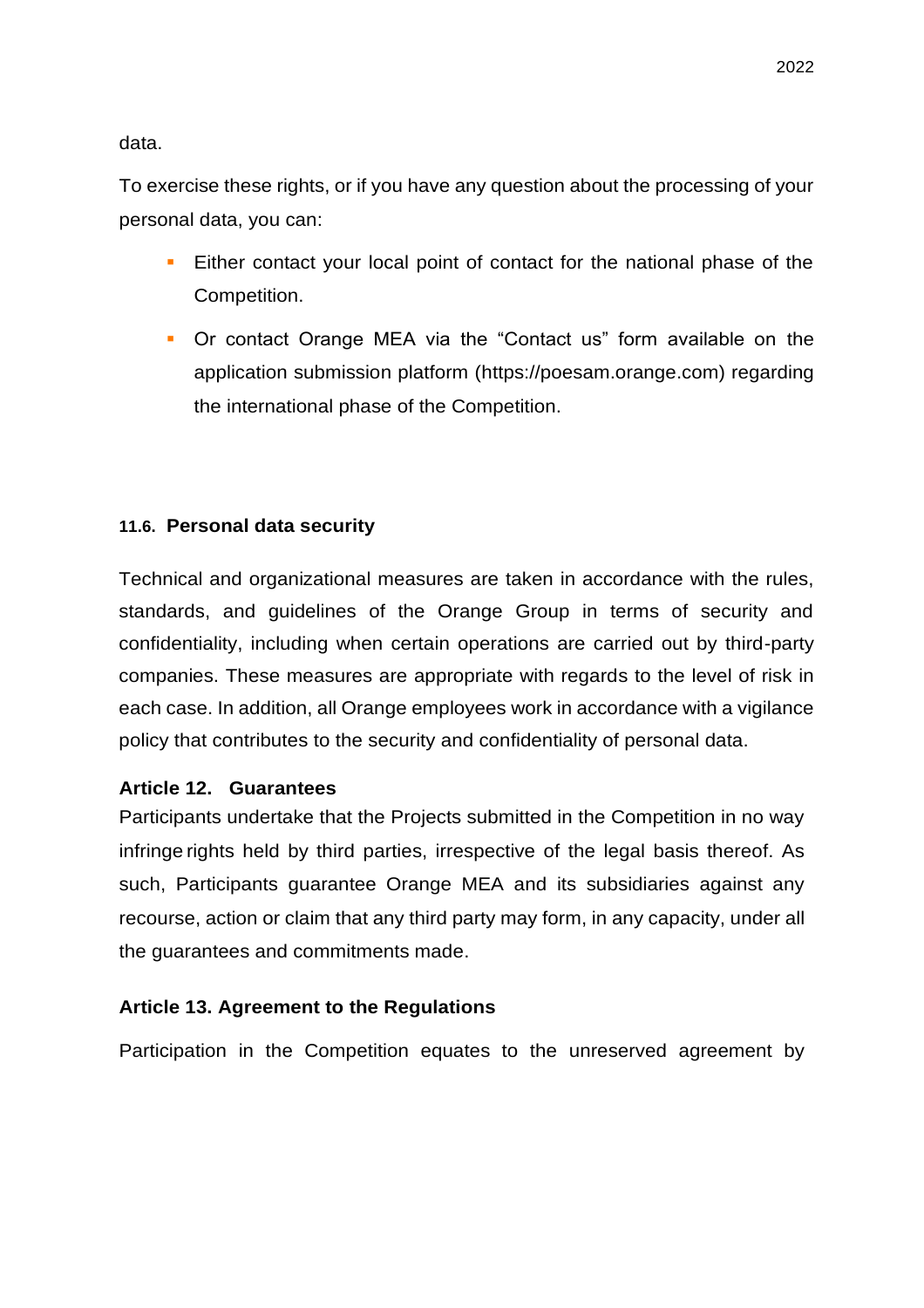data.

To exercise these rights, or if you have any question about the processing of your personal data, you can:

- Either contact your local point of contact for the national phase of the Competition.
- Or contact Orange MEA via the “Contact us” form available on the application submission platform (https://poesam.orange.com) regarding the international phase of the Competition.

### 11.6. Personal data security

Technical and organizational measures are taken in accordance with the rules, standards, and guidelines of the Orange Group in terms of security and confidentiality, including when certain operations are carried out by third-party companies. These measures are appropriate with regards to the level of risk in each case. In addition, all Orange employees work in accordance with a vigilance policy that contributes to the security and confidentiality of personal data.

## Article 12. Guarantees

Participants undertake that the Projects submitted in the Competition in no way infringe rights held by third parties, irrespective of the legal basis thereof. As such, Participants guarantee Orange MEA and its subsidiaries against any recourse, action or claim that any third party may form, in any capacity, under all the guarantees and commitments made.

## Article 13. Agreement to the Regulations

Participation in the Competition equates to the unreserved agreement by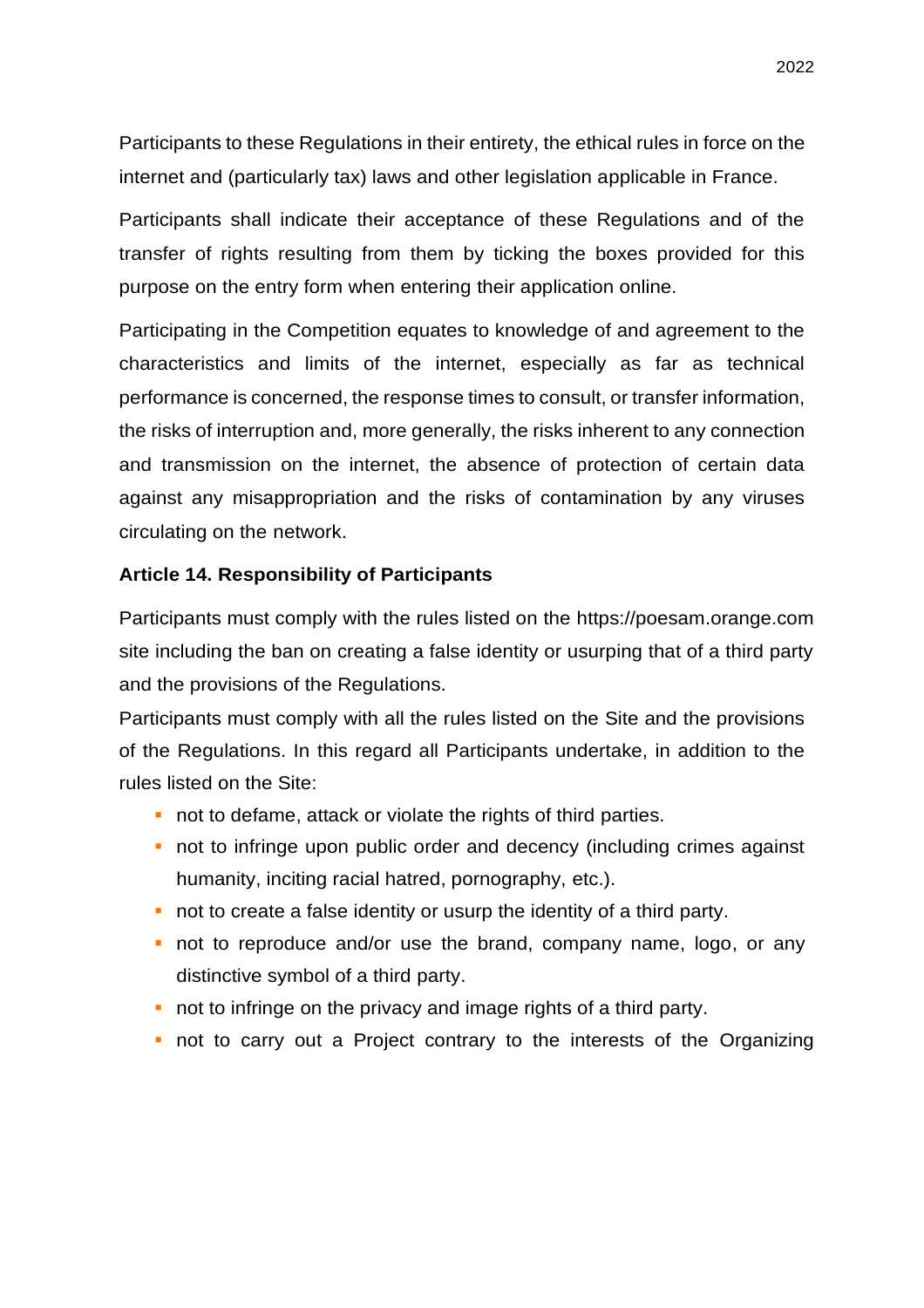Participants to these Regulations in their entirety, the ethical rules in force on the internet and (particularly tax) laws and other legislation applicable in France.

Participants shall indicate their acceptance of these Regulations and of the transfer of rights resulting from them by ticking the boxes provided for this purpose on the entry form when entering their application online.

Participating in the Competition equates to knowledge of and agreement to the characteristics and limits of the internet, especially as far as technical performance is concerned, the response times to consult, or transfer information, the risks of interruption and, more generally, the risks inherent to any connection and transmission on the internet, the absence of protection of certain data against any misappropriation and the risks of contamination by any viruses circulating on the network.

**Article 14. Responsibility of Participants**

Participants must comply with the rules listed on the https://poesam.orange.com site including the ban on creating a false identity or usurping that of a third party and the provisions of the Regulations.

Participants must comply with all the rules listed on the Site and the provisions of the Regulations. In this regard all Participants undertake, in addition to the rules listed on the Site:

- not to defame, attack or violate the rights of third parties.
- not to infringe upon public order and decency (including crimes against humanity, inciting racial hatred, pornography, etc.).
- not to create a false identity or usurp the identity of a third party.
- not to reproduce and/or use the brand, company name, logo, or any distinctive symbol of a third party.
- not to infringe on the privacy and image rights of a third party.
- not to carry out a Project contrary to the interests of the Organizing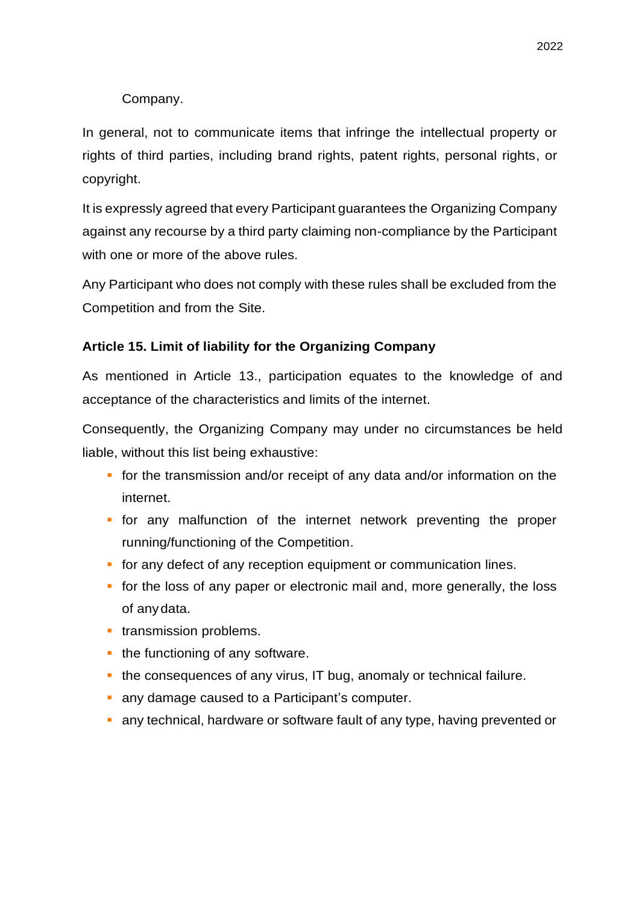Company.

In general, not to communicate items that infringe the intellectual property or rights of third parties, including brand rights, patent rights, personal rights, or copyright.

It is expressly agreed that every Participant guarantees the Organizing Company against any recourse by a third party claiming non-compliance by the Participant with one or more of the above rules.

Any Participant who does not comply with these rules shall be excluded from the Competition and from the Site.

**Article 15. Limit of liability for the Organizing Company**

As mentioned in Article 13., participation equates to the knowledge of and acceptance of the characteristics and limits of the internet.

Consequently, the Organizing Company may under no circumstances be held liable, without this list being exhaustive:

- for the transmission and/or receipt of any data and/or information on the internet.
- for any malfunction of the internet network preventing the proper running/functioning of the Competition.
- for any defect of any reception equipment or communication lines.
- for the loss of any paper or electronic mail and, more generally, the loss of any data.
- transmission problems.
- the functioning of any software.
- the consequences of any virus, IT bug, anomaly or technical failure.
- any damage caused to a Participant's computer.
- any technical, hardware or software fault of any type, having prevented or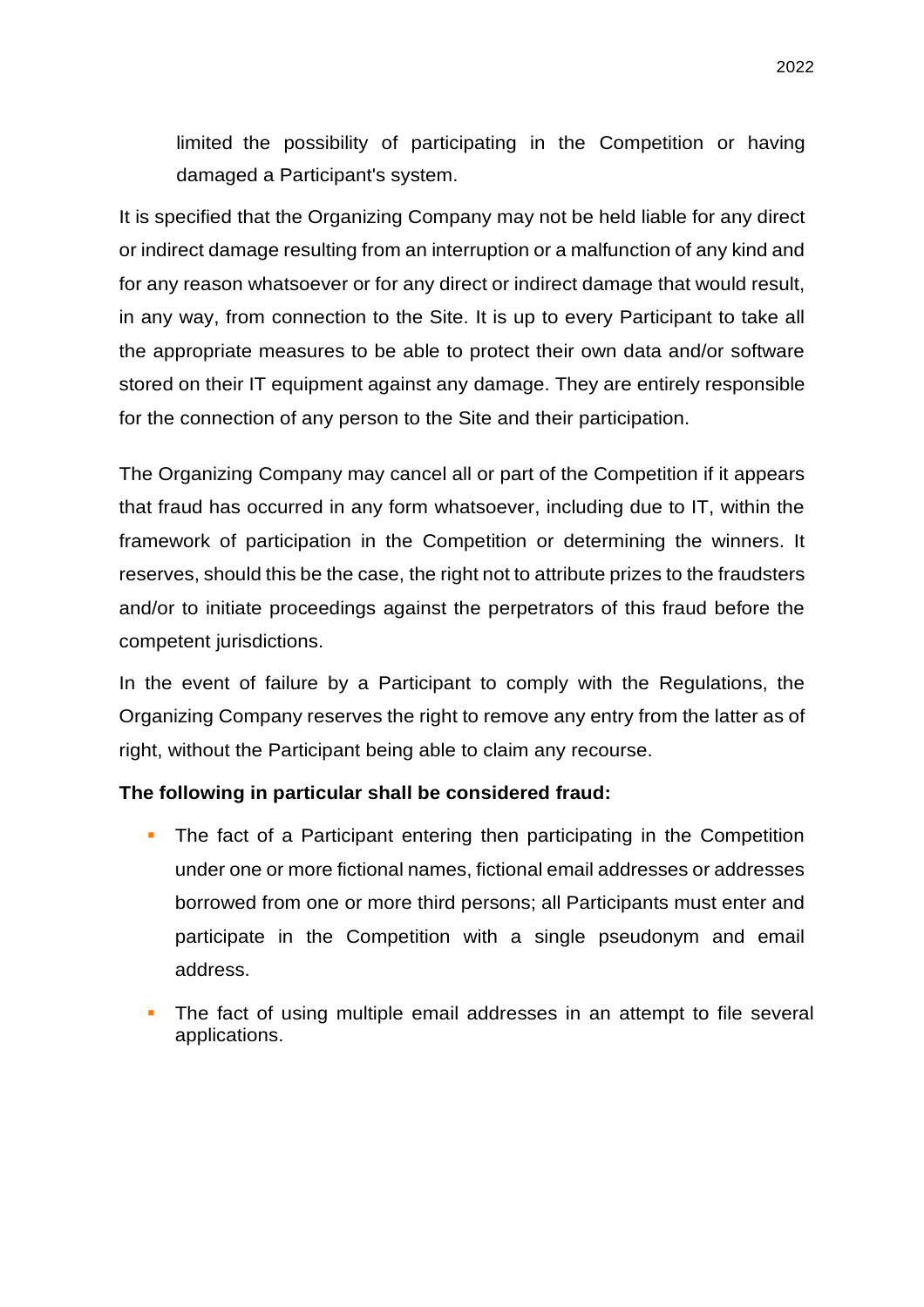limited the possibility of participating in the Competition or having damaged a Participant's system.

It is specified that the Organizing Company may not be held liable for any direct or indirect damage resulting from an interruption or a malfunction of any kind and for any reason whatsoever or for any direct or indirect damage that would result, in any way, from connection to the Site. It is up to every Participant to take all the appropriate measures to be able to protect their own data and/or software stored on their IT equipment against any damage. They are entirely responsible for the connection of any person to the Site and their participation.

The Organizing Company may cancel all or part of the Competition if it appears that fraud has occurred in any form whatsoever, including due to IT, within the framework of participation in the Competition or determining the winners. It reserves, should this be the case, the right not to attribute prizes to the fraudsters and/or to initiate proceedings against the perpetrators of this fraud before the competent jurisdictions.

In the event of failure by a Participant to comply with the Regulations, the Organizing Company reserves the right to remove any entry from the latter as of right, without the Participant being able to claim any recourse.

**The following in particular shall be considered fraud:**

- The fact of a Participant entering then participating in the Competition under one or more fictional names, fictional email addresses or addresses borrowed from one or more third persons; all Participants must enter and participate in the Competition with a single pseudonym and email address.
- The fact of using multiple email addresses in an attempt to file several applications.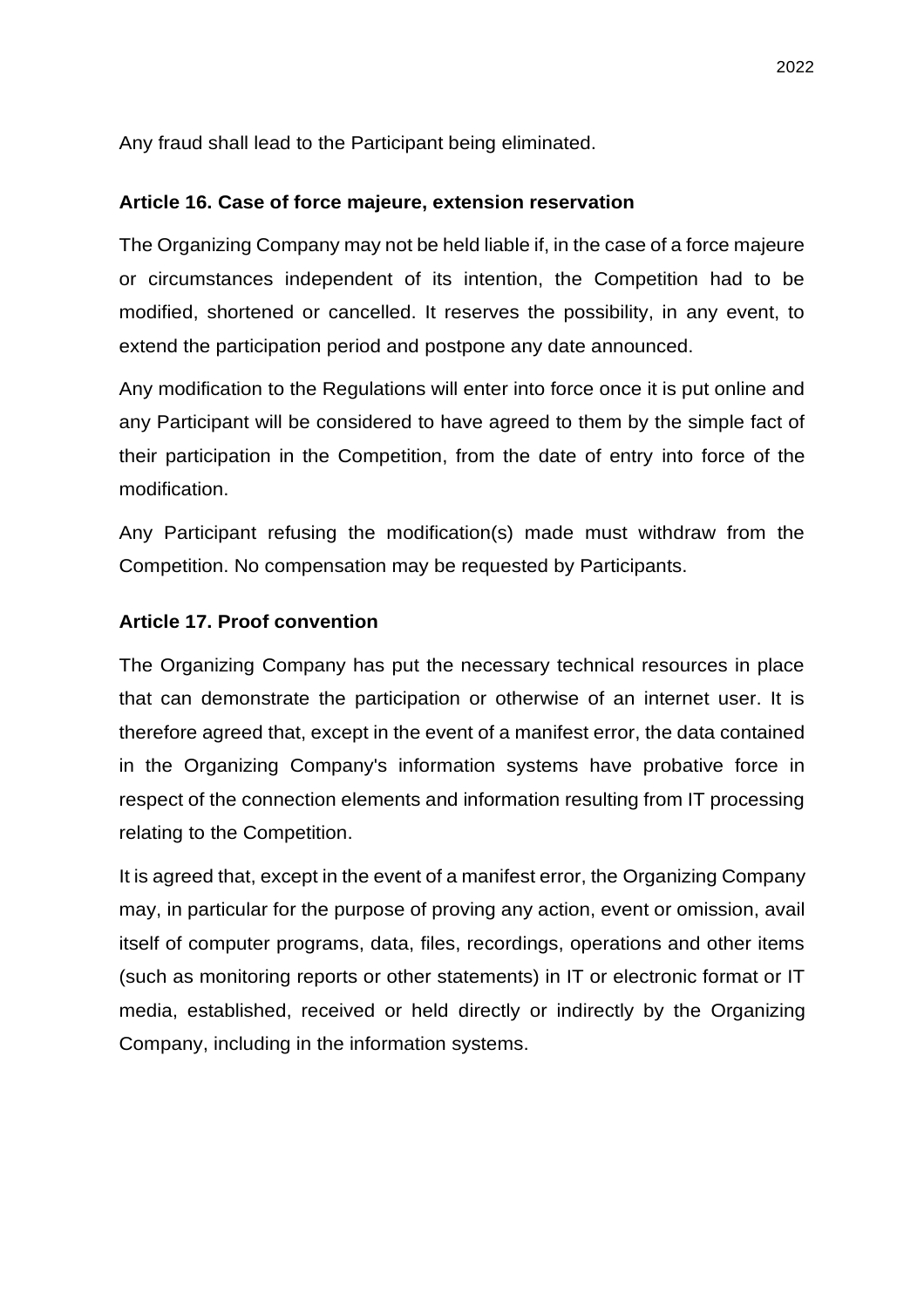Any fraud shall lead to the Participant being eliminated.

**Article 16. Case of force majeure, extension reservation**

The Organizing Company may not be held liable if, in the case of a force majeure or circumstances independent of its intention, the Competition had to be modified, shortened or cancelled. It reserves the possibility, in any event, to extend the participation period and postpone any date announced.

Any modification to the Regulations will enter into force once it is put online and any Participant will be considered to have agreed to them by the simple fact of their participation in the Competition, from the date of entry into force of the modification.

Any Participant refusing the modification(s) made must withdraw from the Competition. No compensation may be requested by Participants.

**Article 17. Proof convention**

The Organizing Company has put the necessary technical resources in place that can demonstrate the participation or otherwise of an internet user. It is therefore agreed that, except in the event of a manifest error, the data contained in the Organizing Company's information systems have probative force in respect of the connection elements and information resulting from IT processing relating to the Competition.

It is agreed that, except in the event of a manifest error, the Organizing Company may, in particular for the purpose of proving any action, event or omission, avail itself of computer programs, data, files, recordings, operations and other items (such as monitoring reports or other statements) in IT or electronic format or IT media, established, received or held directly or indirectly by the Organizing Company, including in the information systems.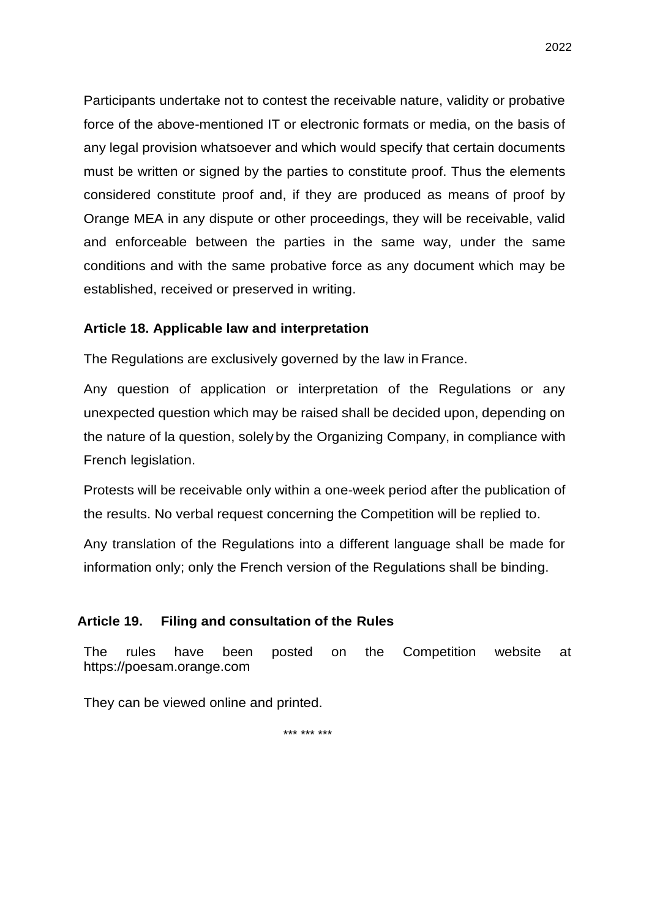Participants undertake not to contest the receivable nature, validity or probative force of the above-mentioned IT or electronic formats or media, on the basis of any legal provision whatsoever and which would specify that certain documents must be written or signed by the parties to constitute proof. Thus the elements considered constitute proof and, if they are produced as means of proof by Orange MEA in any dispute or other proceedings, they will be receivable, valid and enforceable between the parties in the same way, under the same conditions and with the same probative force as any document which may be established, received or preserved in writing.

### Article 18. Applicable law and interpretation

The Regulations are exclusively governed by the law in France.

Any question of application or interpretation of the Regulations or any unexpected question which may be raised shall be decided upon, depending on the nature of la question, solely by the Organizing Company, in compliance with French legislation.

Protests will be receivable only within a one-week period after the publication of the results. No verbal request concerning the Competition will be replied to.

Any translation of the Regulations into a different language shall be made for information only; only the French version of the Regulations shall be binding.

### Article 19. Filing and consultation of the Rules

The rules have been posted on the Competition website at https://poesam.orange.com

They can be viewed online and printed.

*** *** ***